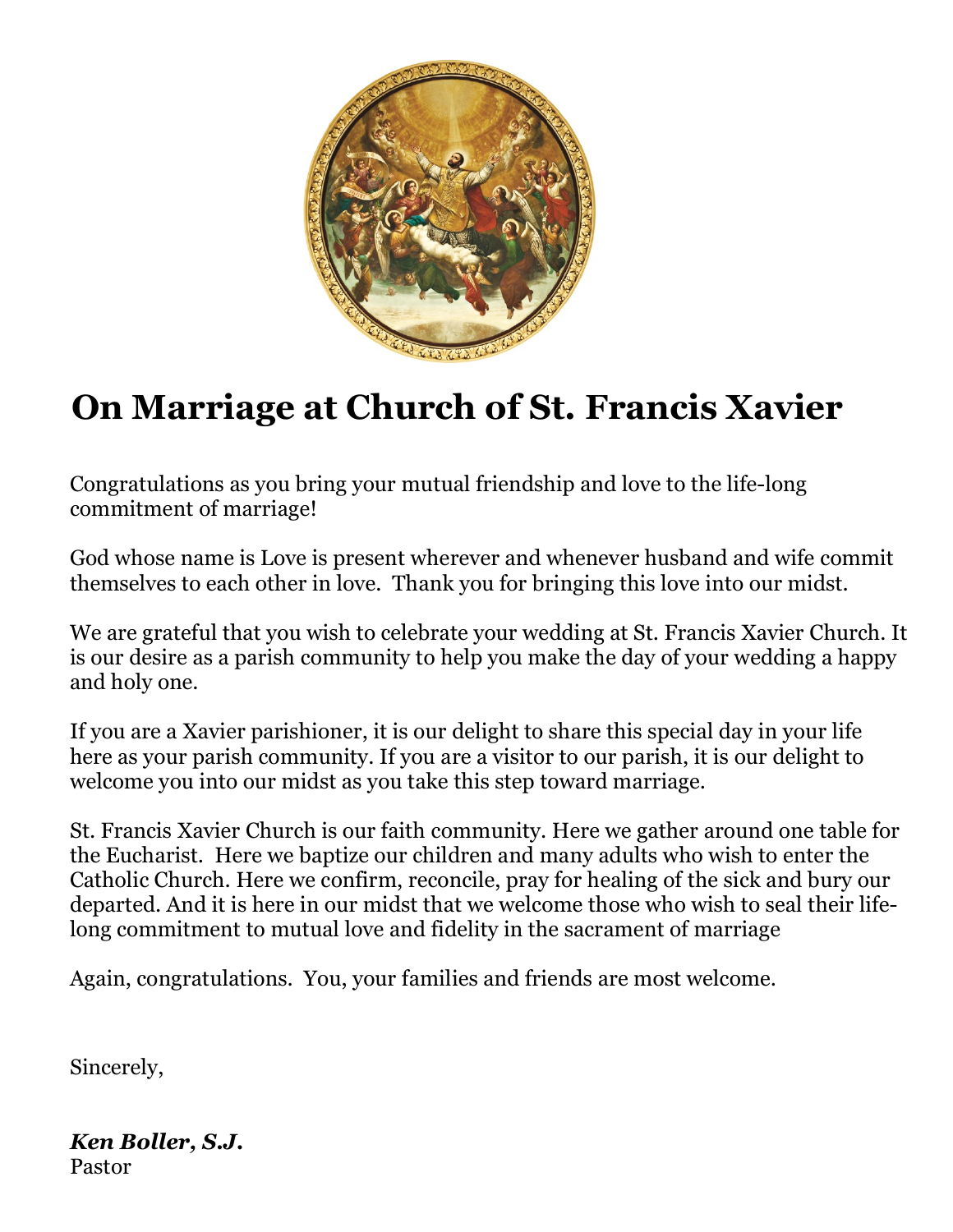# On Marriage at Church of St. Francis Xavier

Congratulations as you bring your mutual friendship and love to the life-long commitment of marriage!

God whose name is Love is present wherever and whenever husband and wife commit themselves to each other in love. Thank you for bringing this love into our midst.

We are grateful that you wish to celebrate your wedding at St. Francis Xavier Church. It is our desire as a parish community to help you make the day of your wedding a happy and holy one.

If you are a Xavier parishioner, it is our delight to share this special day in your life here as your parish community. If you are a visitor to our parish, it is our delight to welcome you into our midst as you take this step toward marriage.

St. Francis Xavier Church is our faith community. Here we gather around one table for the Eucharist. Here we baptize our children and many adults who wish to enter the Catholic Church. Here we confirm, reconcile, pray for healing of the sick and bury our departed. And it is here in our midst that we welcome those who wish to seal their life-long commitment to mutual love and fidelity in the sacrament of marriage

Again, congratulations. You, your families and friends are most welcome.

Sincerely,

***Ken Boller, S.J.***
Pastor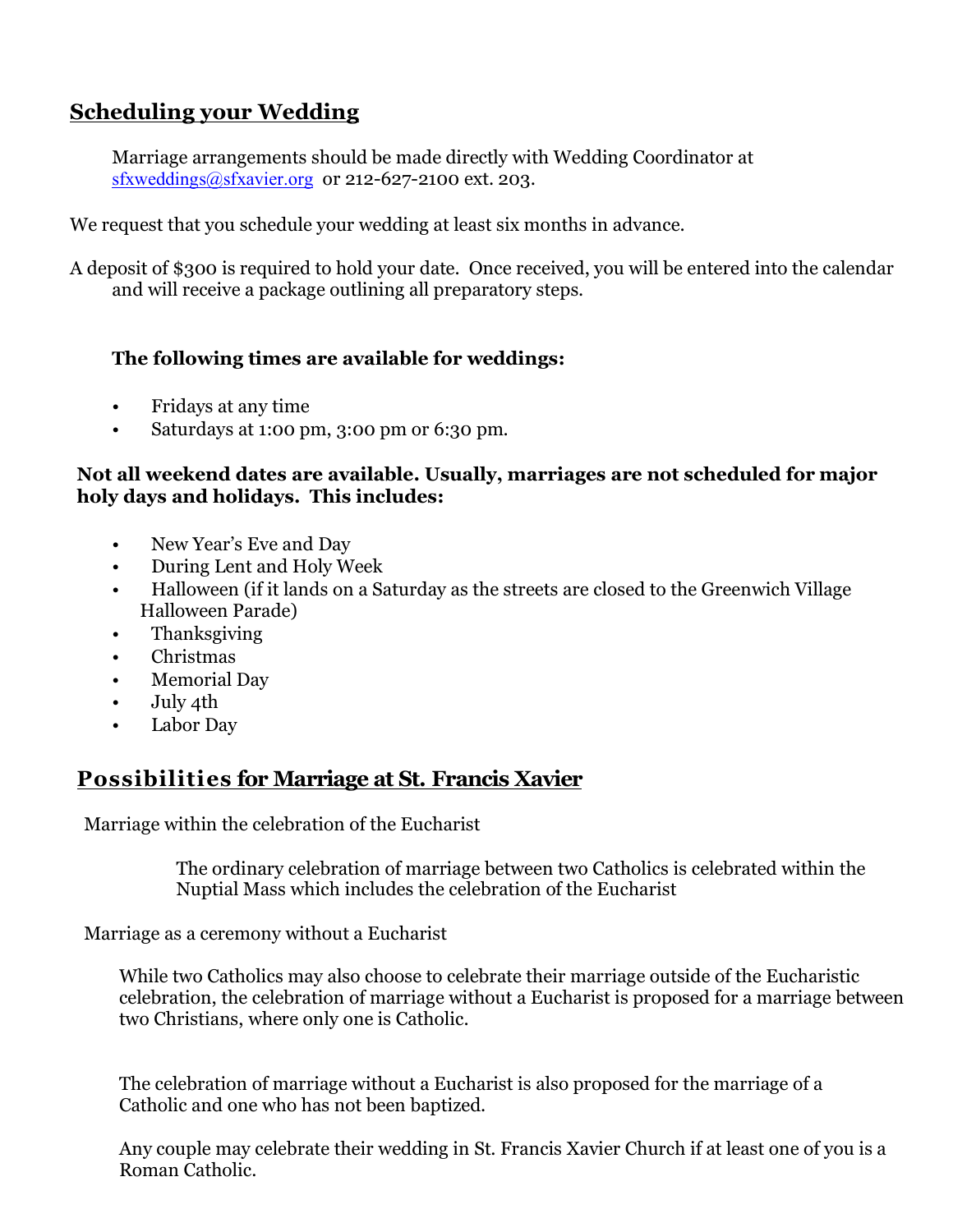## Scheduling your Wedding

Marriage arrangements should be made directly with Wedding Coordinator at sfxweddings@sfxavier.org or 212-627-2100 ext. 203.

We request that you schedule your wedding at least six months in advance.

A deposit of $300 is required to hold your date. Once received, you will be entered into the calendar and will receive a package outlining all preparatory steps.

**The following times are available for weddings:**

- Fridays at any time
- Saturdays at 1:00 pm, 3:00 pm or 6:30 pm.

**Not all weekend dates are available. Usually, marriages are not scheduled for major holy days and holidays. This includes:**

- New Year's Eve and Day
- During Lent and Holy Week
- Halloween (if it lands on a Saturday as the streets are closed to the Greenwich Village Halloween Parade)
- Thanksgiving
- Christmas
- Memorial Day
- July 4th
- Labor Day

## Possibilities for Marriage at St. Francis Xavier

Marriage within the celebration of the Eucharist

The ordinary celebration of marriage between two Catholics is celebrated within the Nuptial Mass which includes the celebration of the Eucharist

Marriage as a ceremony without a Eucharist

While two Catholics may also choose to celebrate their marriage outside of the Eucharistic celebration, the celebration of marriage without a Eucharist is proposed for a marriage between two Christians, where only one is Catholic.

The celebration of marriage without a Eucharist is also proposed for the marriage of a Catholic and one who has not been baptized.

Any couple may celebrate their wedding in St. Francis Xavier Church if at least one of you is a Roman Catholic.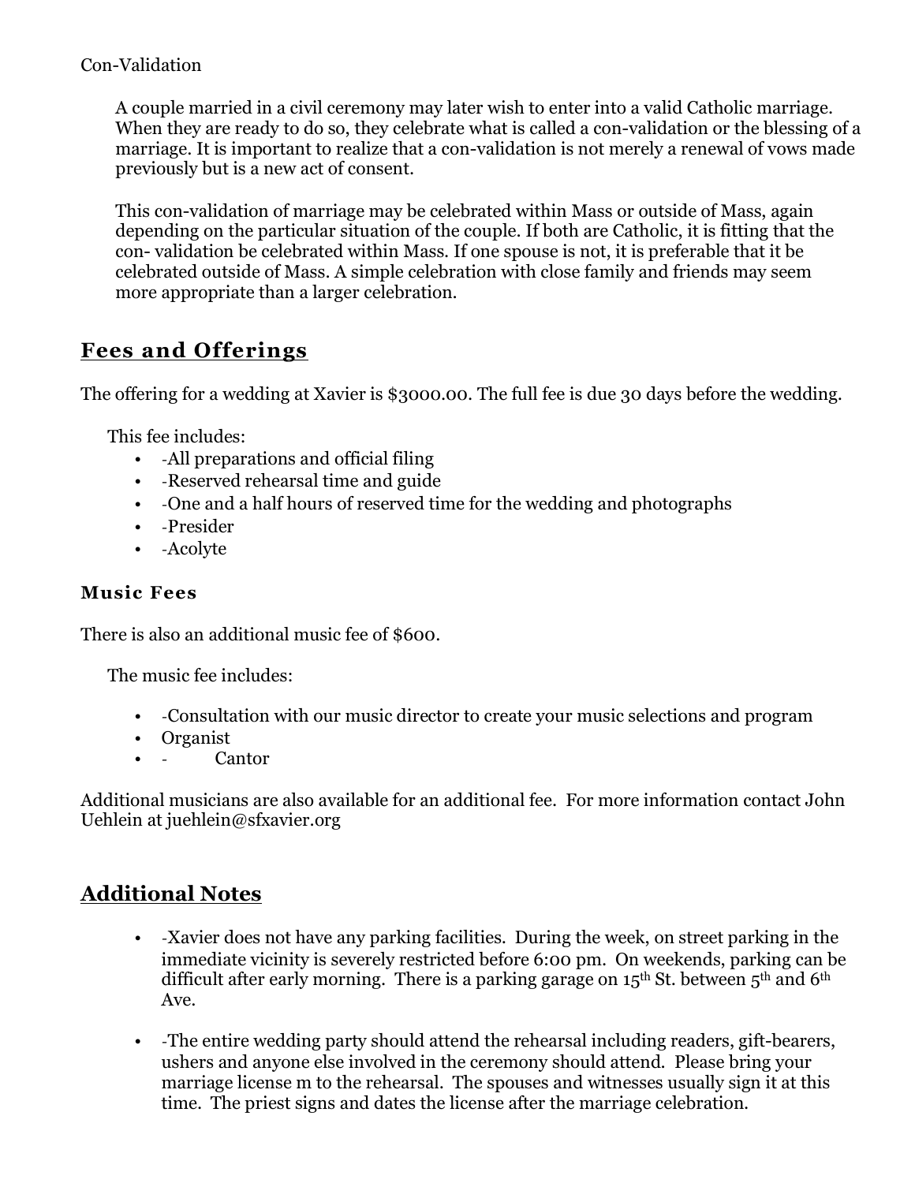Con-Validation

A couple married in a civil ceremony may later wish to enter into a valid Catholic marriage. When they are ready to do so, they celebrate what is called a con-validation or the blessing of a marriage. It is important to realize that a con-validation is not merely a renewal of vows made previously but is a new act of consent.

This con-validation of marriage may be celebrated within Mass or outside of Mass, again depending on the particular situation of the couple. If both are Catholic, it is fitting that the con- validation be celebrated within Mass. If one spouse is not, it is preferable that it be celebrated outside of Mass. A simple celebration with close family and friends may seem more appropriate than a larger celebration.

## Fees and Offerings

The offering for a wedding at Xavier is $3000.00. The full fee is due 30 days before the wedding.

This fee includes:

- -All preparations and official filing
- -Reserved rehearsal time and guide
- -One and a half hours of reserved time for the wedding and photographs
- -Presider
- -Acolyte

### Music Fees

There is also an additional music fee of $600.

The music fee includes:

- -Consultation with our music director to create your music selections and program
- Organist
- - Cantor

Additional musicians are also available for an additional fee. For more information contact John Uehlein at juehlein@sfxavier.org

## Additional Notes

- -Xavier does not have any parking facilities. During the week, on street parking in the immediate vicinity is severely restricted before 6:00 pm. On weekends, parking can be difficult after early morning. There is a parking garage on 15th St. between 5th and 6th Ave.

- -The entire wedding party should attend the rehearsal including readers, gift-bearers, ushers and anyone else involved in the ceremony should attend. Please bring your marriage license m to the rehearsal. The spouses and witnesses usually sign it at this time. The priest signs and dates the license after the marriage celebration.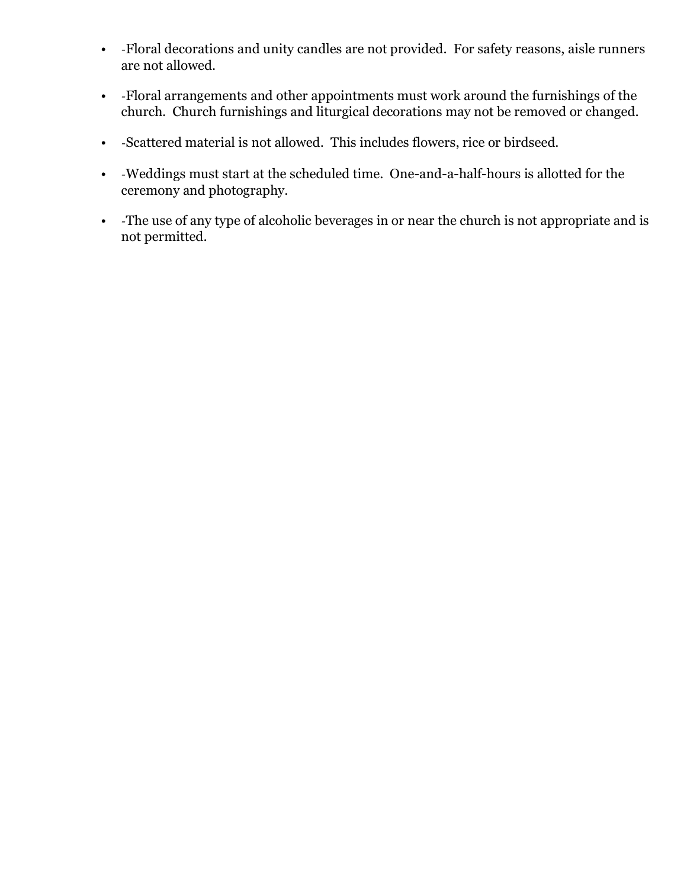- -Floral decorations and unity candles are not provided. For safety reasons, aisle runners are not allowed.
- -Floral arrangements and other appointments must work around the furnishings of the church. Church furnishings and liturgical decorations may not be removed or changed.
- -Scattered material is not allowed. This includes flowers, rice or birdseed.
- -Weddings must start at the scheduled time. One-and-a-half-hours is allotted for the ceremony and photography.
- -The use of any type of alcoholic beverages in or near the church is not appropriate and is not permitted.